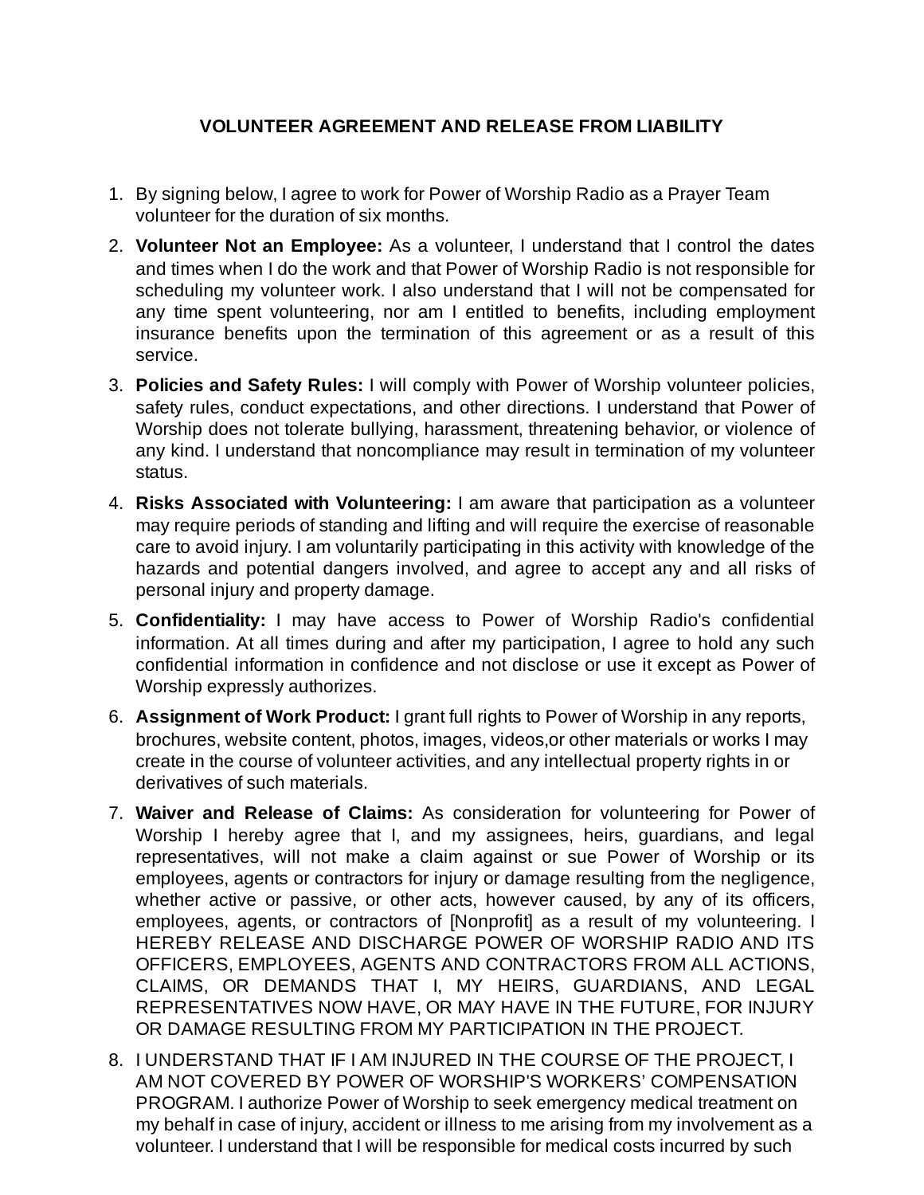**VOLUNTEER AGREEMENT AND RELEASE FROM LIABILITY**

1. By signing below, I agree to work for Power of Worship Radio as a Prayer Team volunteer for the duration of six months.
2. **Volunteer Not an Employee:** As a volunteer, I understand that I control the dates and times when I do the work and that Power of Worship Radio is not responsible for scheduling my volunteer work. I also understand that I will not be compensated for any time spent volunteering, nor am I entitled to benefits, including employment insurance benefits upon the termination of this agreement or as a result of this service.
3. **Policies and Safety Rules:** I will comply with Power of Worship volunteer policies, safety rules, conduct expectations, and other directions. I understand that Power of Worship does not tolerate bullying, harassment, threatening behavior, or violence of any kind. I understand that noncompliance may result in termination of my volunteer status.
4. **Risks Associated with Volunteering:** I am aware that participation as a volunteer may require periods of standing and lifting and will require the exercise of reasonable care to avoid injury. I am voluntarily participating in this activity with knowledge of the hazards and potential dangers involved, and agree to accept any and all risks of personal injury and property damage.
5. **Confidentiality:** I may have access to Power of Worship Radio's confidential information. At all times during and after my participation, I agree to hold any such confidential information in confidence and not disclose or use it except as Power of Worship expressly authorizes.
6. **Assignment of Work Product:** I grant full rights to Power of Worship in any reports, brochures, website content, photos, images, videos,or other materials or works I may create in the course of volunteer activities, and any intellectual property rights in or derivatives of such materials.
7. **Waiver and Release of Claims:** As consideration for volunteering for Power of Worship I hereby agree that I, and my assignees, heirs, guardians, and legal representatives, will not make a claim against or sue Power of Worship or its employees, agents or contractors for injury or damage resulting from the negligence, whether active or passive, or other acts, however caused, by any of its officers, employees, agents, or contractors of [Nonprofit] as a result of my volunteering. I HEREBY RELEASE AND DISCHARGE POWER OF WORSHIP RADIO AND ITS OFFICERS, EMPLOYEES, AGENTS AND CONTRACTORS FROM ALL ACTIONS, CLAIMS, OR DEMANDS THAT I, MY HEIRS, GUARDIANS, AND LEGAL REPRESENTATIVES NOW HAVE, OR MAY HAVE IN THE FUTURE, FOR INJURY OR DAMAGE RESULTING FROM MY PARTICIPATION IN THE PROJECT.
8. I UNDERSTAND THAT IF I AM INJURED IN THE COURSE OF THE PROJECT, I AM NOT COVERED BY POWER OF WORSHIP'S WORKERS' COMPENSATION PROGRAM. I authorize Power of Worship to seek emergency medical treatment on my behalf in case of injury, accident or illness to me arising from my involvement as a volunteer. I understand that I will be responsible for medical costs incurred by such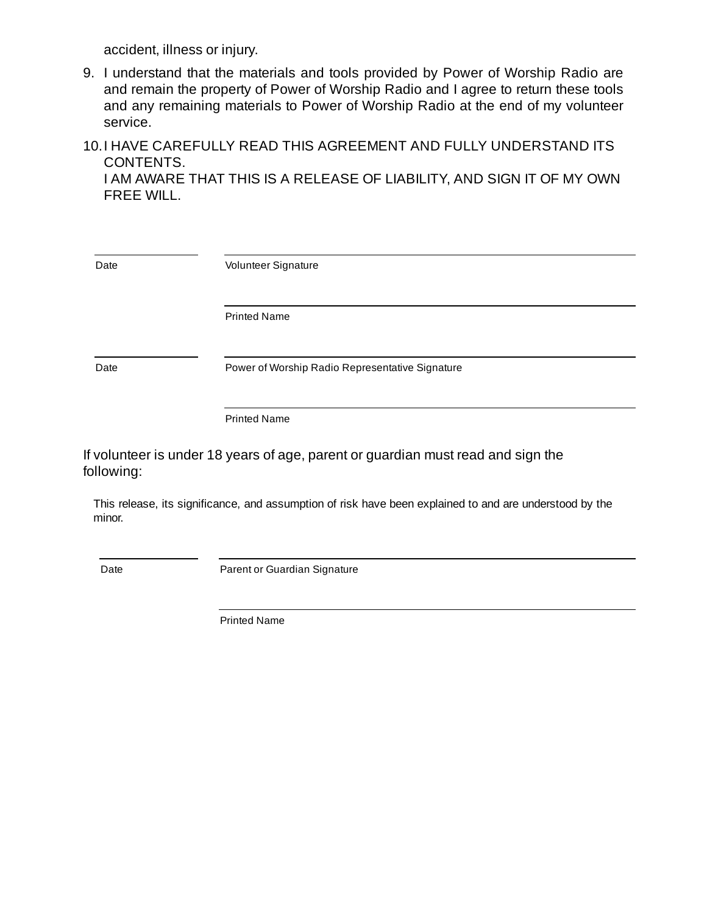accident, illness or injury.

9. I understand that the materials and tools provided by Power of Worship Radio are and remain the property of Power of Worship Radio and I agree to return these tools and any remaining materials to Power of Worship Radio at the end of my volunteer service.
10. I HAVE CAREFULLY READ THIS AGREEMENT AND FULLY UNDERSTAND ITS CONTENTS.
    I AM AWARE THAT THIS IS A RELEASE OF LIABILITY, AND SIGN IT OF MY OWN FREE WILL.

\_\_\_\_\_\_\_\_\_\_\_\_\_\_\_\_\_\_\_\_ \_\_\_\_\_\_\_\_\_\_\_\_\_\_\_\_\_\_\_\_\_\_\_\_\_\_\_\_\_\_\_\_\_\_\_\_\_\_\_\_\_\_\_\_\_\_\_\_
Date Volunteer Signature

\_\_\_\_\_\_\_\_\_\_\_\_\_\_\_\_\_\_\_\_\_\_\_\_\_\_\_\_\_\_\_\_\_\_\_\_\_\_\_\_\_\_\_\_\_\_\_\_
Printed Name

\_\_\_\_\_\_\_\_\_\_\_\_\_\_\_\_\_\_\_\_ \_\_\_\_\_\_\_\_\_\_\_\_\_\_\_\_\_\_\_\_\_\_\_\_\_\_\_\_\_\_\_\_\_\_\_\_\_\_\_\_\_\_\_\_\_\_\_\_
Date Power of Worship Radio Representative Signature

\_\_\_\_\_\_\_\_\_\_\_\_\_\_\_\_\_\_\_\_\_\_\_\_\_\_\_\_\_\_\_\_\_\_\_\_\_\_\_\_\_\_\_\_\_\_\_\_
Printed Name

If volunteer is under 18 years of age, parent or guardian must read and sign the following:

This release, its significance, and assumption of risk have been explained to and are understood by the minor.

\_\_\_\_\_\_\_\_\_\_\_\_\_\_\_\_\_\_\_\_ \_\_\_\_\_\_\_\_\_\_\_\_\_\_\_\_\_\_\_\_\_\_\_\_\_\_\_\_\_\_\_\_\_\_\_\_\_\_\_\_\_\_\_\_\_\_\_\_
Date Parent or Guardian Signature

\_\_\_\_\_\_\_\_\_\_\_\_\_\_\_\_\_\_\_\_\_\_\_\_\_\_\_\_\_\_\_\_\_\_\_\_\_\_\_\_\_\_\_\_\_\_\_\_
Printed Name